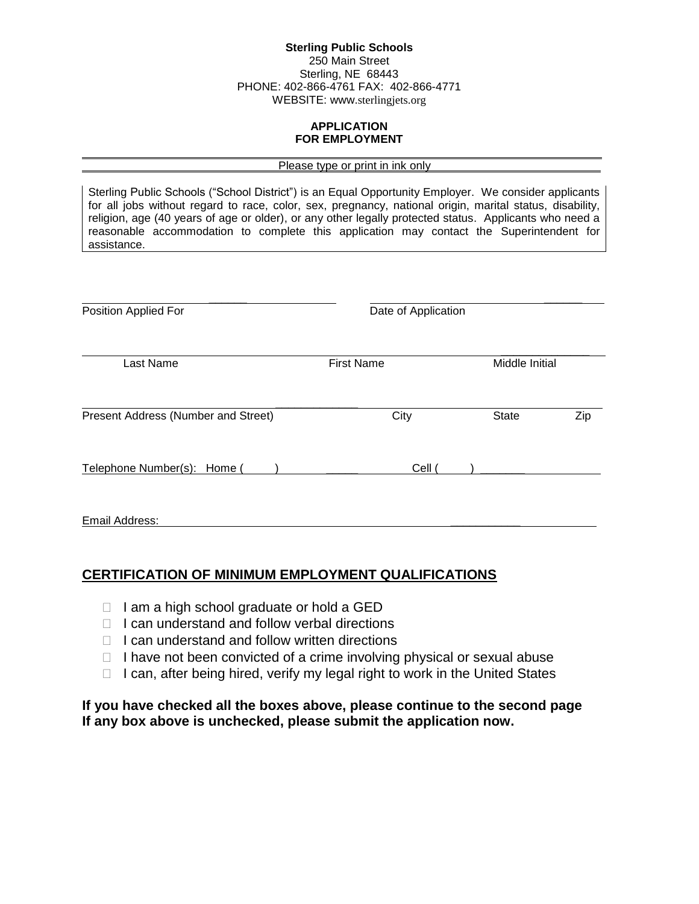**Sterling Public Schools**
250 Main Street
Sterling, NE 68443
PHONE: 402-866-4761 FAX: 402-866-4771
WEBSITE: www.sterlingjets.org

**APPLICATION**
**FOR EMPLOYMENT**

Please type or print in ink only

Sterling Public Schools ("School District") is an Equal Opportunity Employer. We consider applicants for all jobs without regard to race, color, sex, pregnancy, national origin, marital status, disability, religion, age (40 years of age or older), or any other legally protected status. Applicants who need a reasonable accommodation to complete this application may contact the Superintendent for assistance.

Position Applied For ______________________ Date of Application ______________________

______________________ ______________________ ______________________
Last Name First Name Middle Initial

______________________ ______________ ______ ______
Present Address (Number and Street) City State Zip

Telephone Number(s): Home ( ) ______________ Cell ( ) ______________

Email Address: ______________________________________________

## CERTIFICATION OF MINIMUM EMPLOYMENT QUALIFICATIONS

- ☐ I am a high school graduate or hold a GED
- ☐ I can understand and follow verbal directions
- ☐ I can understand and follow written directions
- ☐ I have not been convicted of a crime involving physical or sexual abuse
- ☐ I can, after being hired, verify my legal right to work in the United States

**If you have checked all the boxes above, please continue to the second page**
**If any box above is unchecked, please submit the application now.**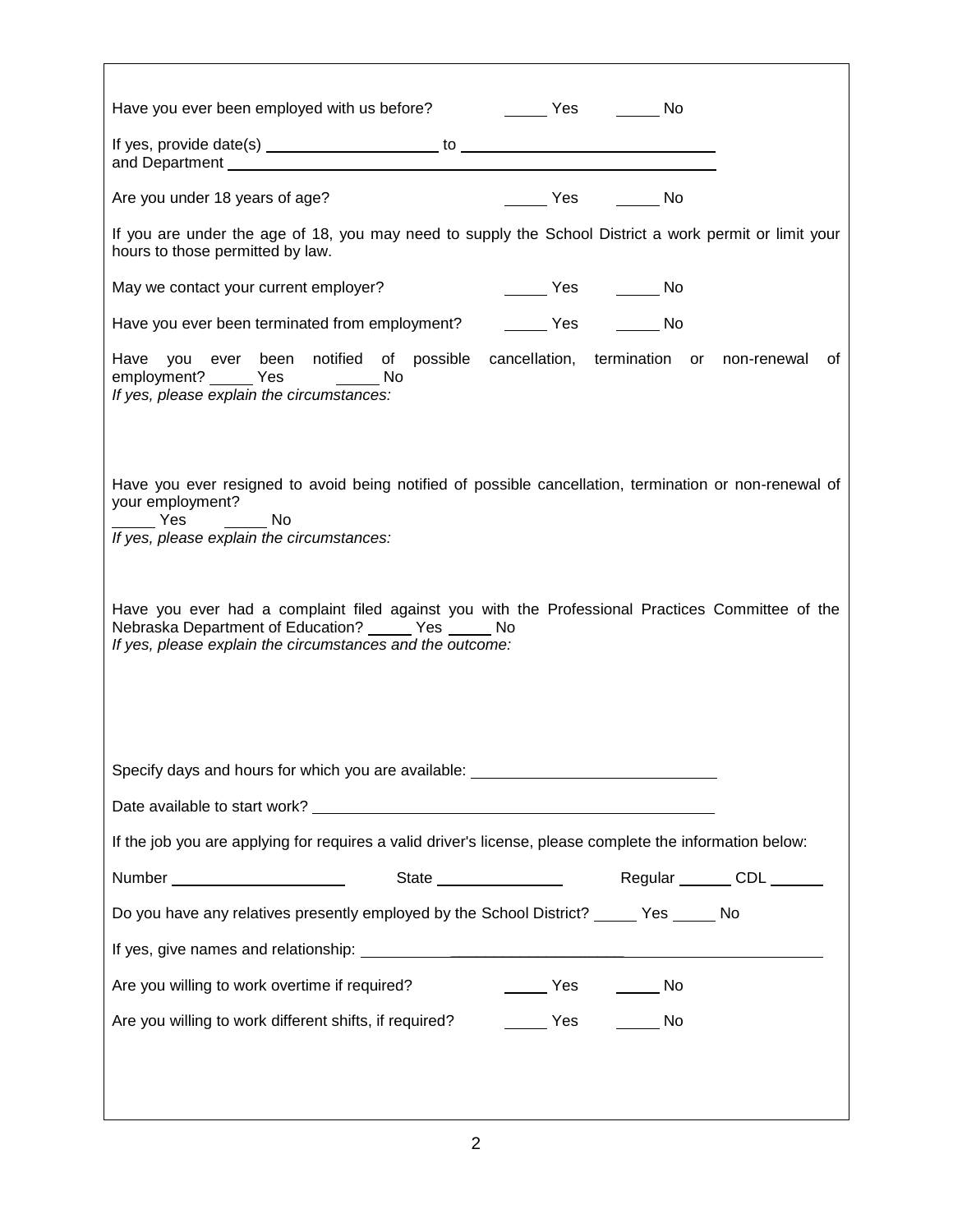Have you ever been employed with us before? _____ Yes _____ No

If yes, provide date(s) ____________________ to ______________________________
and Department ____________________________________________________________

Are you under 18 years of age? _____ Yes _____ No

If you are under the age of 18, you may need to supply the School District a work permit or limit your hours to those permitted by law.

May we contact your current employer? _____ Yes _____ No

Have you ever been terminated from employment? _____ Yes _____ No

Have you ever been notified of possible cancellation, termination or non-renewal of employment? _____ Yes _____ No
*If yes, please explain the circumstances:*

Have you ever resigned to avoid being notified of possible cancellation, termination or non-renewal of your employment?
_____ Yes _____ No
*If yes, please explain the circumstances:*

Have you ever had a complaint filed against you with the Professional Practices Committee of the Nebraska Department of Education? _____ Yes _____ No
*If yes, please explain the circumstances and the outcome:*

Specify days and hours for which you are available: ____________________________

Date available to start work? ______________________________________________

If the job you are applying for requires a valid driver's license, please complete the information below:

Number ____________________ State _______________ Regular ______ CDL ______

Do you have any relatives presently employed by the School District? _____ Yes _____ No

If yes, give names and relationship: ______________________________________________

Are you willing to work overtime if required? _____ Yes _____ No

Are you willing to work different shifts, if required? _____ Yes _____ No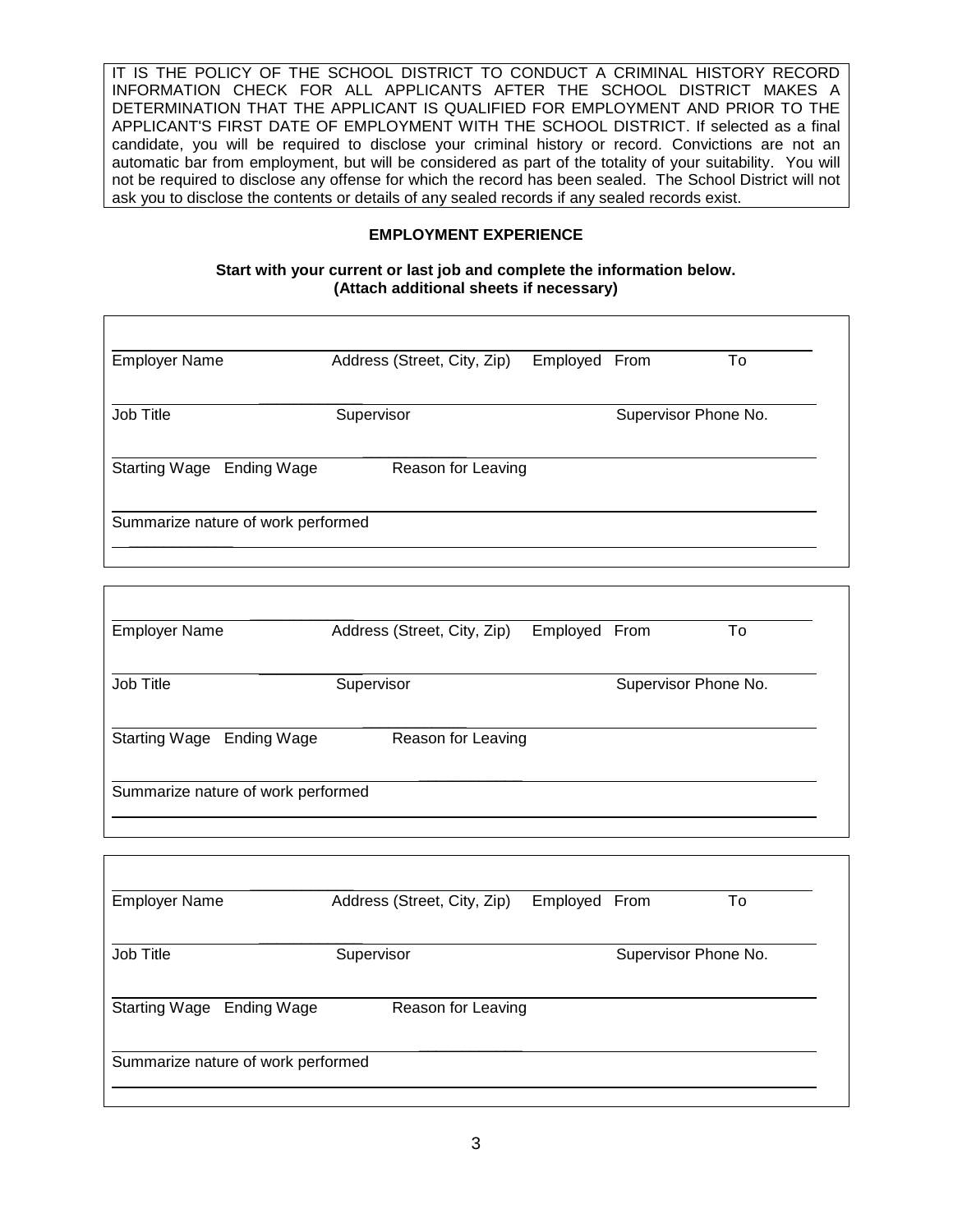IT IS THE POLICY OF THE SCHOOL DISTRICT TO CONDUCT A CRIMINAL HISTORY RECORD INFORMATION CHECK FOR ALL APPLICANTS AFTER THE SCHOOL DISTRICT MAKES A DETERMINATION THAT THE APPLICANT IS QUALIFIED FOR EMPLOYMENT AND PRIOR TO THE APPLICANT'S FIRST DATE OF EMPLOYMENT WITH THE SCHOOL DISTRICT. If selected as a final candidate, you will be required to disclose your criminal history or record. Convictions are not an automatic bar from employment, but will be considered as part of the totality of your suitability. You will not be required to disclose any offense for which the record has been sealed. The School District will not ask you to disclose the contents or details of any sealed records if any sealed records exist.

**EMPLOYMENT EXPERIENCE**

**Start with your current or last job and complete the information below.**
**(Attach additional sheets if necessary)**

Employer Name | Address (Street, City, Zip) | Employed From | To

Job Title | Supervisor | Supervisor Phone No.

Starting Wage | Ending Wage | Reason for Leaving

Summarize nature of work performed

---

Employer Name | Address (Street, City, Zip) | Employed From | To

Job Title | Supervisor | Supervisor Phone No.

Starting Wage | Ending Wage | Reason for Leaving

Summarize nature of work performed

---

Employer Name | Address (Street, City, Zip) | Employed From | To

Job Title | Supervisor | Supervisor Phone No.

Starting Wage | Ending Wage | Reason for Leaving

Summarize nature of work performed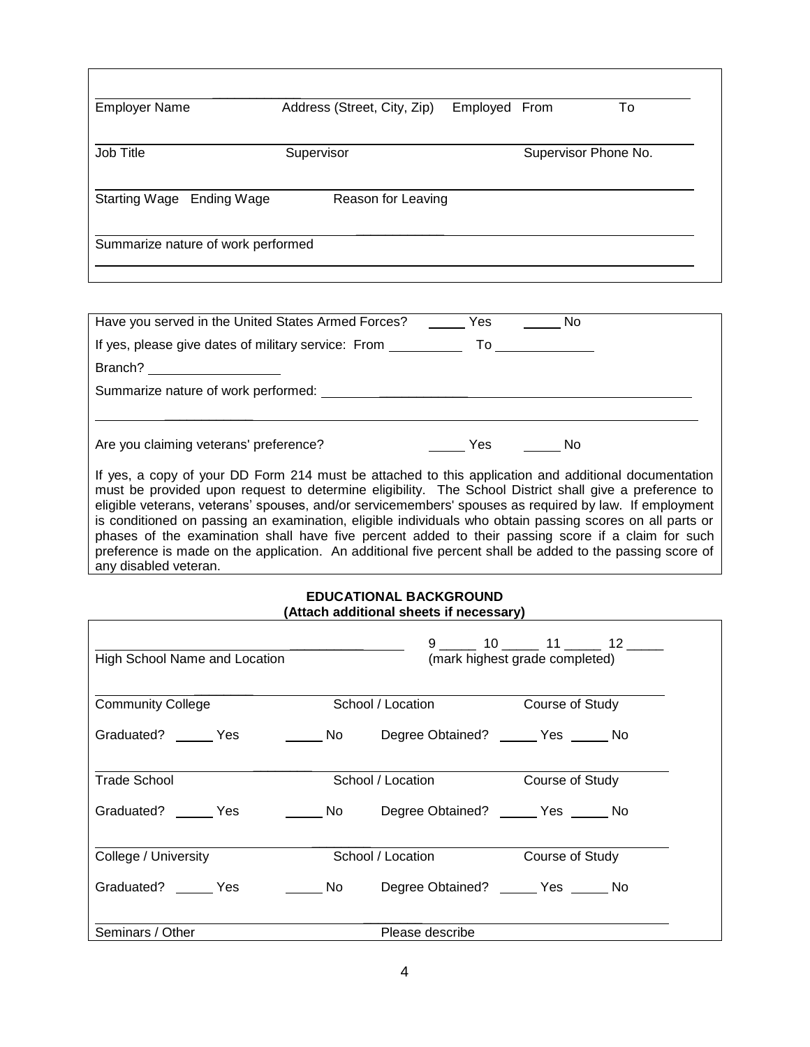Employer Name | Address (Street, City, Zip) | Employed From | To

Job Title | Supervisor | Supervisor Phone No.

Starting Wage | Ending Wage | Reason for Leaving

Summarize nature of work performed

---

Have you served in the United States Armed Forces? _____ Yes _____ No

If yes, please give dates of military service: From __________ To _____________

Branch? __________________

Summarize nature of work performed: ________________________________________

________________________________________________________________________

Are you claiming veterans' preference? _____ Yes _____ No

If yes, a copy of your DD Form 214 must be attached to this application and additional documentation must be provided upon request to determine eligibility. The School District shall give a preference to eligible veterans, veterans' spouses, and/or servicemembers' spouses as required by law. If employment is conditioned on passing an examination, eligible individuals who obtain passing scores on all parts or phases of the examination shall have five percent added to their passing score if a claim for such preference is made on the application. An additional five percent shall be added to the passing score of any disabled veteran.

**EDUCATIONAL BACKGROUND**
**(Attach additional sheets if necessary)**

High School Name and Location | 9 _____ 10 _____ 11 _____ 12 _____ (mark highest grade completed)

Community College | School / Location | Course of Study

Graduated? _____ Yes _____ No Degree Obtained? _____ Yes _____ No

Trade School | School / Location | Course of Study

Graduated? _____ Yes _____ No Degree Obtained? _____ Yes _____ No

College / University | School / Location | Course of Study

Graduated? _____ Yes _____ No Degree Obtained? _____ Yes _____ No

Seminars / Other | Please describe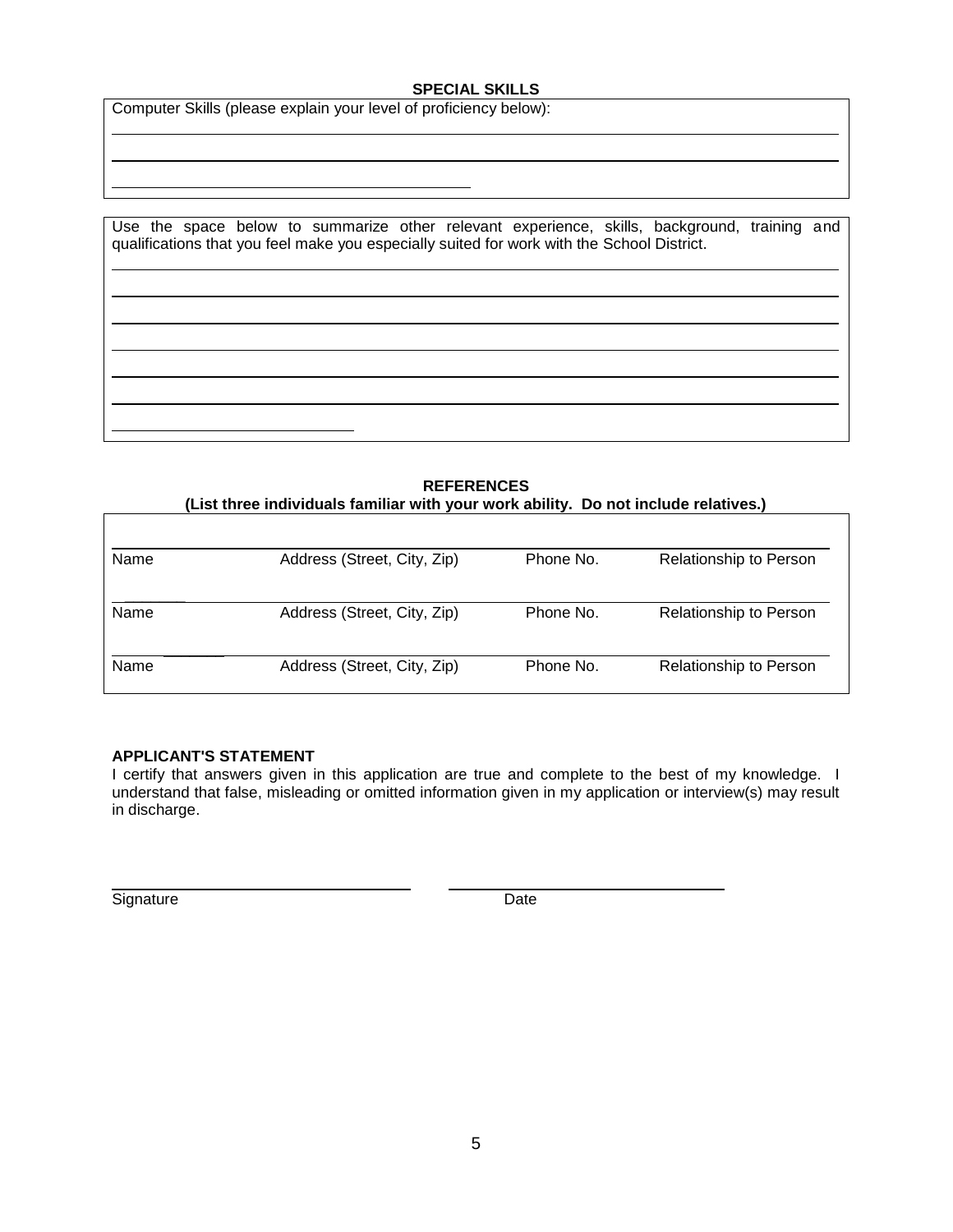## SPECIAL SKILLS

Computer Skills (please explain your level of proficiency below):

Use the space below to summarize other relevant experience, skills, background, training and qualifications that you feel make you especially suited for work with the School District.

## REFERENCES

**(List three individuals familiar with your work ability. Do not include relatives.)**

| Name | Address (Street, City, Zip) | Phone No. | Relationship to Person |
|---|---|---|---|
| Name | Address (Street, City, Zip) | Phone No. | Relationship to Person |
| Name | Address (Street, City, Zip) | Phone No. | Relationship to Person |

**APPLICANT'S STATEMENT**

I certify that answers given in this application are true and complete to the best of my knowledge. I understand that false, misleading or omitted information given in my application or interview(s) may result in discharge.

Signature　　　　　　　　　　　　　　　　Date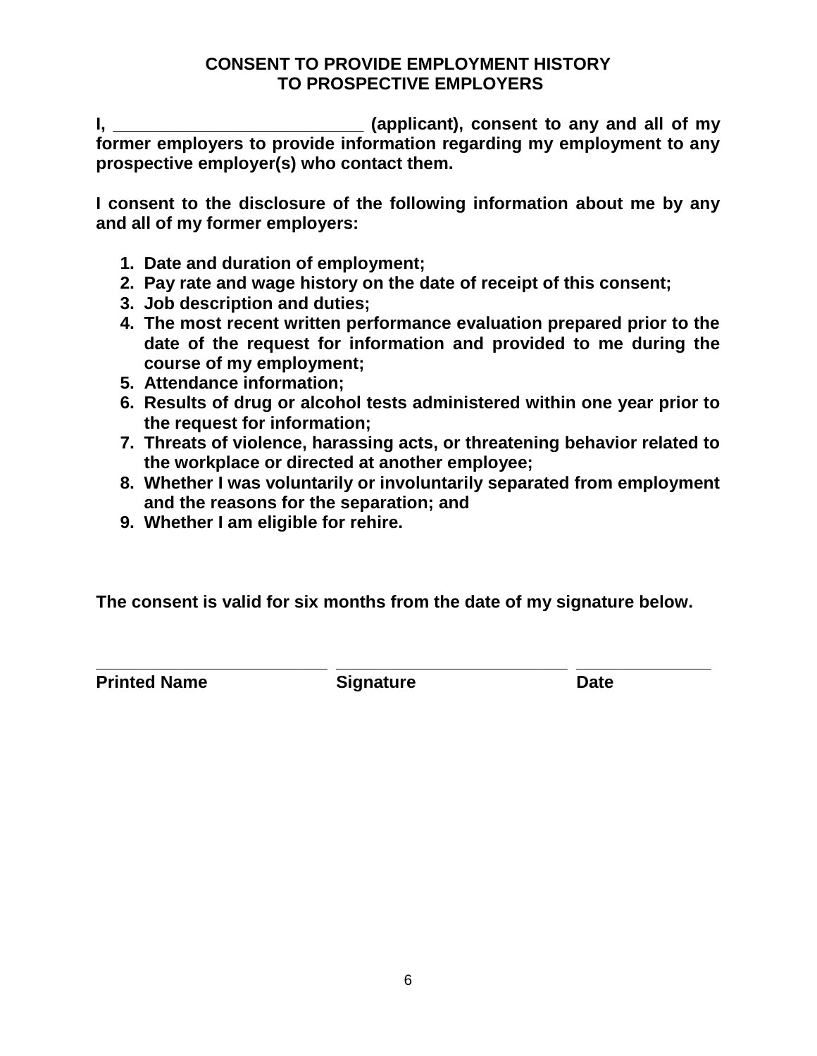# CONSENT TO PROVIDE EMPLOYMENT HISTORY TO PROSPECTIVE EMPLOYERS

**I, ___________________________ (applicant), consent to any and all of my former employers to provide information regarding my employment to any prospective employer(s) who contact them.**

**I consent to the disclosure of the following information about me by any and all of my former employers:**

1. **Date and duration of employment;**
2. **Pay rate and wage history on the date of receipt of this consent;**
3. **Job description and duties;**
4. **The most recent written performance evaluation prepared prior to the date of the request for information and provided to me during the course of my employment;**
5. **Attendance information;**
6. **Results of drug or alcohol tests administered within one year prior to the request for information;**
7. **Threats of violence, harassing acts, or threatening behavior related to the workplace or directed at another employee;**
8. **Whether I was voluntarily or involuntarily separated from employment and the reasons for the separation; and**
9. **Whether I am eligible for rehire.**

**The consent is valid for six months from the date of my signature below.**

| ___________________________ | ___________________________ | _______________ |
|---|---|---|
| **Printed Name** | **Signature** | **Date** |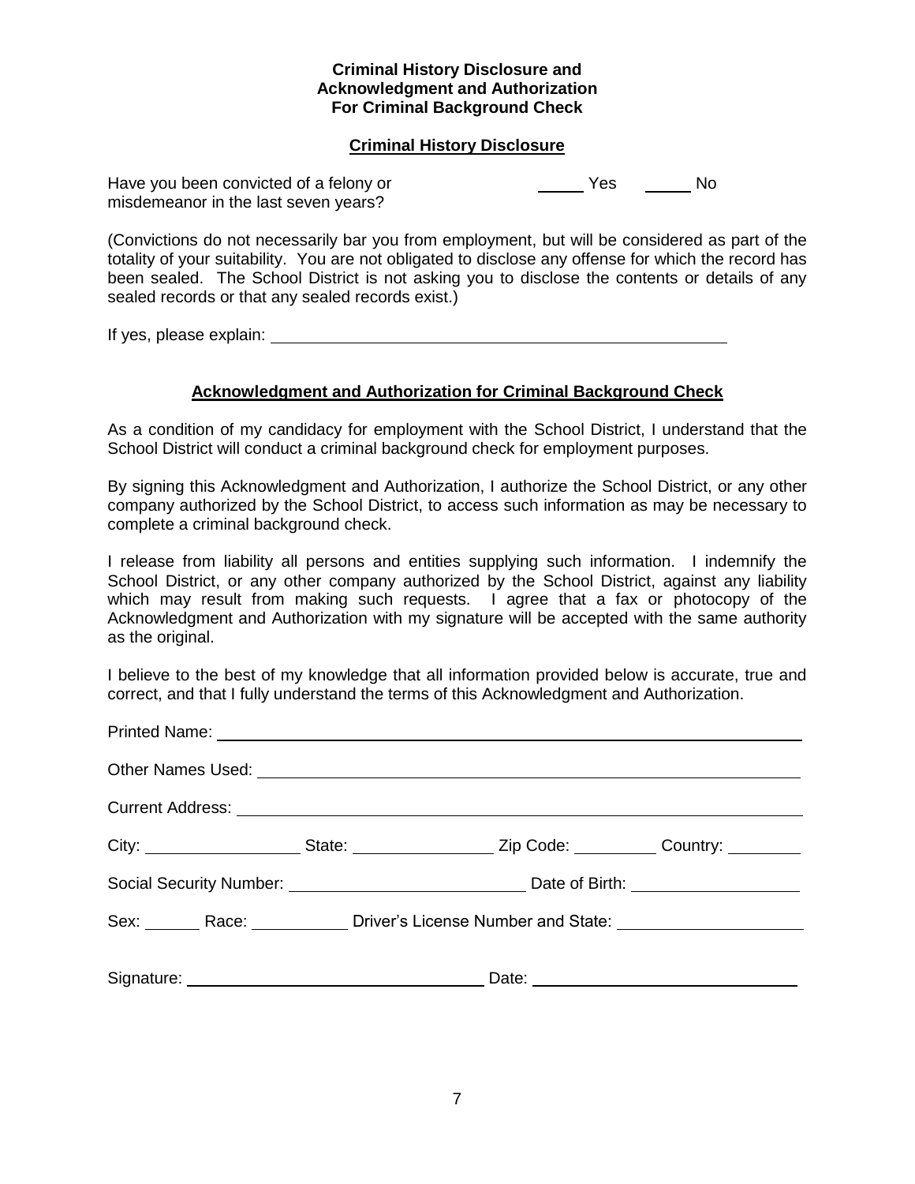**Criminal History Disclosure and Acknowledgment and Authorization For Criminal Background Check**

## Criminal History Disclosure

Have you been convicted of a felony or misdemeanor in the last seven years? _____ Yes _____ No

(Convictions do not necessarily bar you from employment, but will be considered as part of the totality of your suitability. You are not obligated to disclose any offense for which the record has been sealed. The School District is not asking you to disclose the contents or details of any sealed records or that any sealed records exist.)

If yes, please explain: ____________________________________________

## Acknowledgment and Authorization for Criminal Background Check

As a condition of my candidacy for employment with the School District, I understand that the School District will conduct a criminal background check for employment purposes.

By signing this Acknowledgment and Authorization, I authorize the School District, or any other company authorized by the School District, to access such information as may be necessary to complete a criminal background check.

I release from liability all persons and entities supplying such information. I indemnify the School District, or any other company authorized by the School District, against any liability which may result from making such requests. I agree that a fax or photocopy of the Acknowledgment and Authorization with my signature will be accepted with the same authority as the original.

I believe to the best of my knowledge that all information provided below is accurate, true and correct, and that I fully understand the terms of this Acknowledgment and Authorization.

Printed Name: ____________________________________________

Other Names Used: ____________________________________________

Current Address: ____________________________________________

City: ________________ State: ______________ Zip Code: _________ Country: ________

Social Security Number: ________________________ Date of Birth: _________________

Sex: ______ Race: __________ Driver's License Number and State: ___________________

Signature: ______________________________ Date: ___________________________